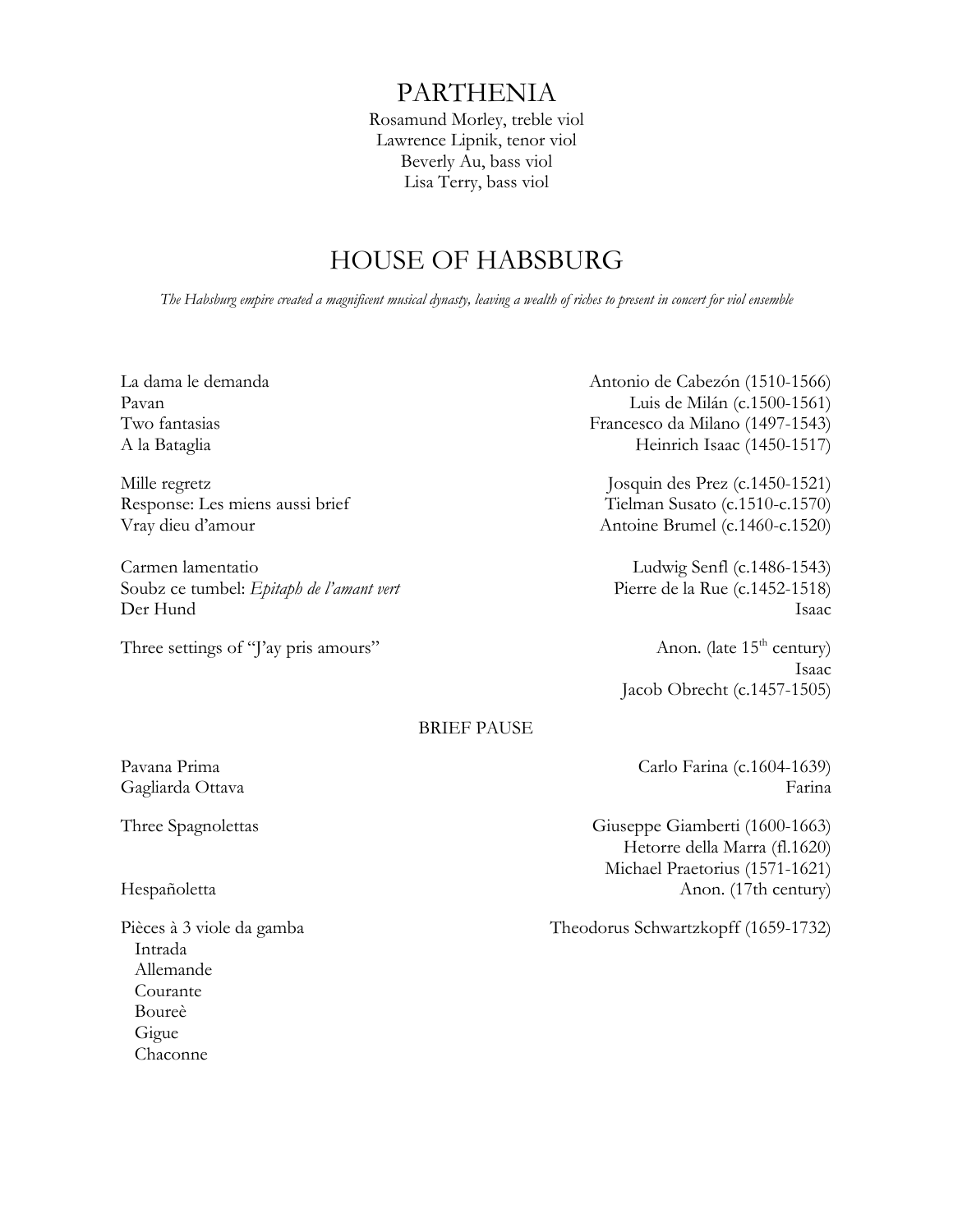# PARTHENIA

Rosamund Morley, treble viol
Lawrence Lipnik, tenor viol
Beverly Au, bass viol
Lisa Terry, bass viol

## HOUSE OF HABSBURG

*The Habsburg empire created a magnificent musical dynasty, leaving a wealth of riches to present in concert for viol ensemble*

La dama le demanda — Antonio de Cabezón (1510-1566)
Pavan — Luis de Milán (c.1500-1561)
Two fantasias — Francesco da Milano (1497-1543)
A la Bataglia — Heinrich Isaac (1450-1517)

Mille regretz — Josquin des Prez (c.1450-1521)
Response: Les miens aussi brief — Tielman Susato (c.1510-c.1570)
Vray dieu d'amour — Antoine Brumel (c.1460-c.1520)

Carmen lamentatio — Ludwig Senfl (c.1486-1543)
Soubz ce tumbel: *Epitaph de l'amant vert* — Pierre de la Rue (c.1452-1518)
Der Hund — Isaac

Three settings of "J'ay pris amours" — Anon. (late 15th century)
Isaac
Jacob Obrecht (c.1457-1505)

BRIEF PAUSE

Pavana Prima — Carlo Farina (c.1604-1639)
Gagliarda Ottava — Farina

Three Spagnolettas — Giuseppe Giamberti (1600-1663)
Hetorre della Marra (fl.1620)
Michael Praetorius (1571-1621)
Hespañoletta — Anon. (17th century)

Pièces à 3 viole da gamba — Theodorus Schwartzkopff (1659-1732)
- Intrada
- Allemande
- Courante
- Boureè
- Gigue
- Chaconne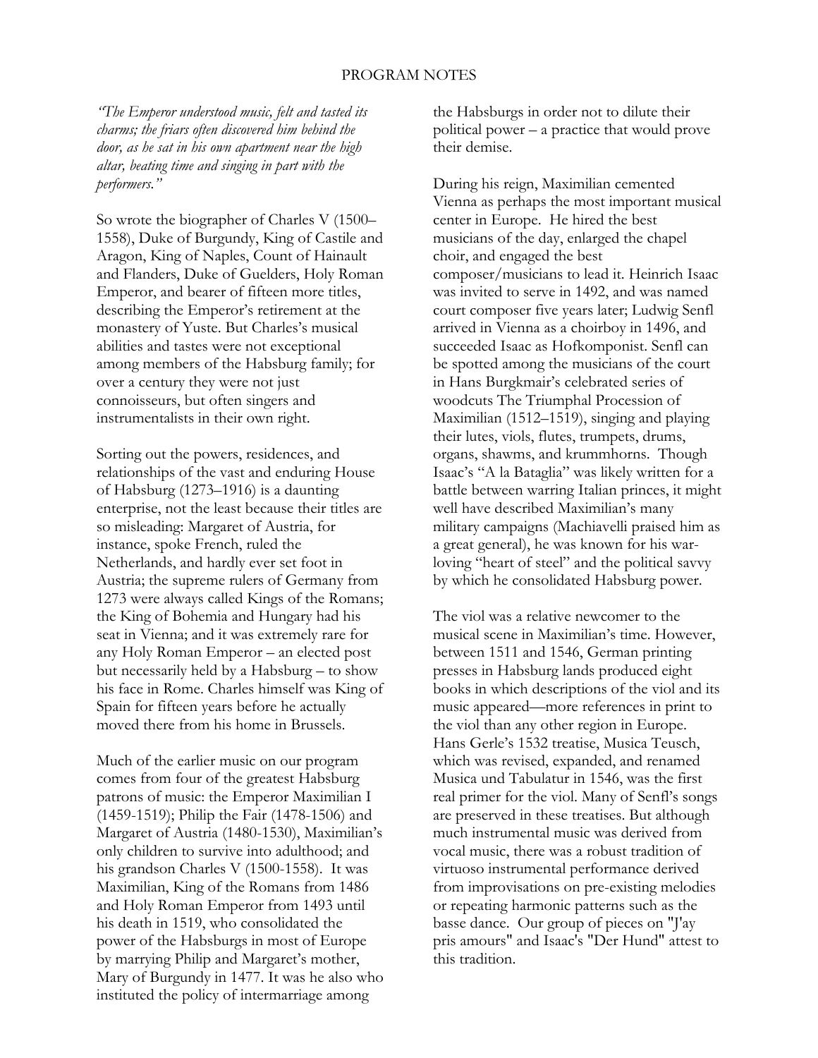## PROGRAM NOTES

*"The Emperor understood music, felt and tasted its charms; the friars often discovered him behind the door, as he sat in his own apartment near the high altar, beating time and singing in part with the performers."*

So wrote the biographer of Charles V (1500–1558), Duke of Burgundy, King of Castile and Aragon, King of Naples, Count of Hainault and Flanders, Duke of Guelders, Holy Roman Emperor, and bearer of fifteen more titles, describing the Emperor's retirement at the monastery of Yuste. But Charles's musical abilities and tastes were not exceptional among members of the Habsburg family; for over a century they were not just connoisseurs, but often singers and instrumentalists in their own right.

Sorting out the powers, residences, and relationships of the vast and enduring House of Habsburg (1273–1916) is a daunting enterprise, not the least because their titles are so misleading: Margaret of Austria, for instance, spoke French, ruled the Netherlands, and hardly ever set foot in Austria; the supreme rulers of Germany from 1273 were always called Kings of the Romans; the King of Bohemia and Hungary had his seat in Vienna; and it was extremely rare for any Holy Roman Emperor – an elected post but necessarily held by a Habsburg – to show his face in Rome. Charles himself was King of Spain for fifteen years before he actually moved there from his home in Brussels.

Much of the earlier music on our program comes from four of the greatest Habsburg patrons of music: the Emperor Maximilian I (1459-1519); Philip the Fair (1478-1506) and Margaret of Austria (1480-1530), Maximilian's only children to survive into adulthood; and his grandson Charles V (1500-1558). It was Maximilian, King of the Romans from 1486 and Holy Roman Emperor from 1493 until his death in 1519, who consolidated the power of the Habsburgs in most of Europe by marrying Philip and Margaret's mother, Mary of Burgundy in 1477. It was he also who instituted the policy of intermarriage among the Habsburgs in order not to dilute their political power – a practice that would prove their demise.

During his reign, Maximilian cemented Vienna as perhaps the most important musical center in Europe. He hired the best musicians of the day, enlarged the chapel choir, and engaged the best composer/musicians to lead it. Heinrich Isaac was invited to serve in 1492, and was named court composer five years later; Ludwig Senfl arrived in Vienna as a choirboy in 1496, and succeeded Isaac as Hofkomponist. Senfl can be spotted among the musicians of the court in Hans Burgkmair's celebrated series of woodcuts The Triumphal Procession of Maximilian (1512–1519), singing and playing their lutes, viols, flutes, trumpets, drums, organs, shawms, and krummhorns. Though Isaac's "A la Bataglia" was likely written for a battle between warring Italian princes, it might well have described Maximilian's many military campaigns (Machiavelli praised him as a great general), he was known for his war-loving "heart of steel" and the political savvy by which he consolidated Habsburg power.

The viol was a relative newcomer to the musical scene in Maximilian's time. However, between 1511 and 1546, German printing presses in Habsburg lands produced eight books in which descriptions of the viol and its music appeared—more references in print to the viol than any other region in Europe. Hans Gerle's 1532 treatise, Musica Teusch, which was revised, expanded, and renamed Musica und Tabulatur in 1546, was the first real primer for the viol. Many of Senfl's songs are preserved in these treatises. But although much instrumental music was derived from vocal music, there was a robust tradition of virtuoso instrumental performance derived from improvisations on pre-existing melodies or repeating harmonic patterns such as the basse dance. Our group of pieces on "J'ay pris amours" and Isaac's "Der Hund" attest to this tradition.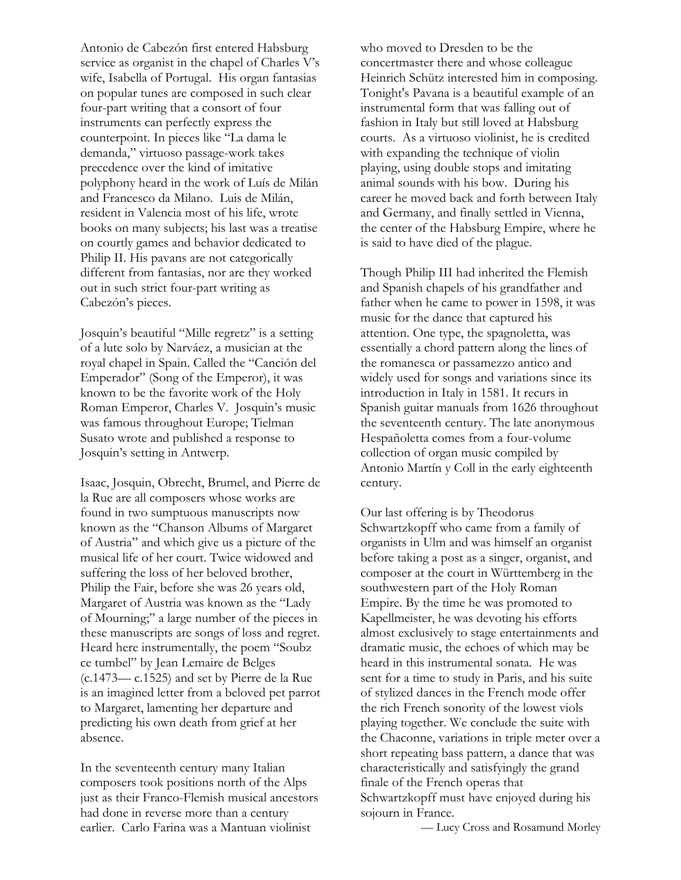Antonio de Cabezón first entered Habsburg service as organist in the chapel of Charles V's wife, Isabella of Portugal. His organ fantasias on popular tunes are composed in such clear four-part writing that a consort of four instruments can perfectly express the counterpoint. In pieces like "La dama le demanda," virtuoso passage-work takes precedence over the kind of imitative polyphony heard in the work of Luís de Milán and Francesco da Milano. Luis de Milán, resident in Valencia most of his life, wrote books on many subjects; his last was a treatise on courtly games and behavior dedicated to Philip II. His pavans are not categorically different from fantasias, nor are they worked out in such strict four-part writing as Cabezón's pieces.

Josquin's beautiful "Mille regretz" is a setting of a lute solo by Narváez, a musician at the royal chapel in Spain. Called the "Canción del Emperador" (Song of the Emperor), it was known to be the favorite work of the Holy Roman Emperor, Charles V. Josquin's music was famous throughout Europe; Tielman Susato wrote and published a response to Josquin's setting in Antwerp.

Isaac, Josquin, Obrecht, Brumel, and Pierre de la Rue are all composers whose works are found in two sumptuous manuscripts now known as the "Chanson Albums of Margaret of Austria" and which give us a picture of the musical life of her court. Twice widowed and suffering the loss of her beloved brother, Philip the Fair, before she was 26 years old, Margaret of Austria was known as the "Lady of Mourning;" a large number of the pieces in these manuscripts are songs of loss and regret. Heard here instrumentally, the poem "Soubz ce tumbel" by Jean Lemaire de Belges (c.1473— c.1525) and set by Pierre de la Rue is an imagined letter from a beloved pet parrot to Margaret, lamenting her departure and predicting his own death from grief at her absence.

In the seventeenth century many Italian composers took positions north of the Alps just as their Franco-Flemish musical ancestors had done in reverse more than a century earlier. Carlo Farina was a Mantuan violinist who moved to Dresden to be the concertmaster there and whose colleague Heinrich Schütz interested him in composing. Tonight's Pavana is a beautiful example of an instrumental form that was falling out of fashion in Italy but still loved at Habsburg courts. As a virtuoso violinist, he is credited with expanding the technique of violin playing, using double stops and imitating animal sounds with his bow. During his career he moved back and forth between Italy and Germany, and finally settled in Vienna, the center of the Habsburg Empire, where he is said to have died of the plague.

Though Philip III had inherited the Flemish and Spanish chapels of his grandfather and father when he came to power in 1598, it was music for the dance that captured his attention. One type, the spagnoletta, was essentially a chord pattern along the lines of the romanesca or passamezzo antico and widely used for songs and variations since its introduction in Italy in 1581. It recurs in Spanish guitar manuals from 1626 throughout the seventeenth century. The late anonymous Hespañoletta comes from a four-volume collection of organ music compiled by Antonio Martín y Coll in the early eighteenth century.

Our last offering is by Theodorus Schwartzkopff who came from a family of organists in Ulm and was himself an organist before taking a post as a singer, organist, and composer at the court in Württemberg in the southwestern part of the Holy Roman Empire. By the time he was promoted to Kapellmeister, he was devoting his efforts almost exclusively to stage entertainments and dramatic music, the echoes of which may be heard in this instrumental sonata. He was sent for a time to study in Paris, and his suite of stylized dances in the French mode offer the rich French sonority of the lowest viols playing together. We conclude the suite with the Chaconne, variations in triple meter over a short repeating bass pattern, a dance that was characteristically and satisfyingly the grand finale of the French operas that Schwartzkopff must have enjoyed during his sojourn in France.

— Lucy Cross and Rosamund Morley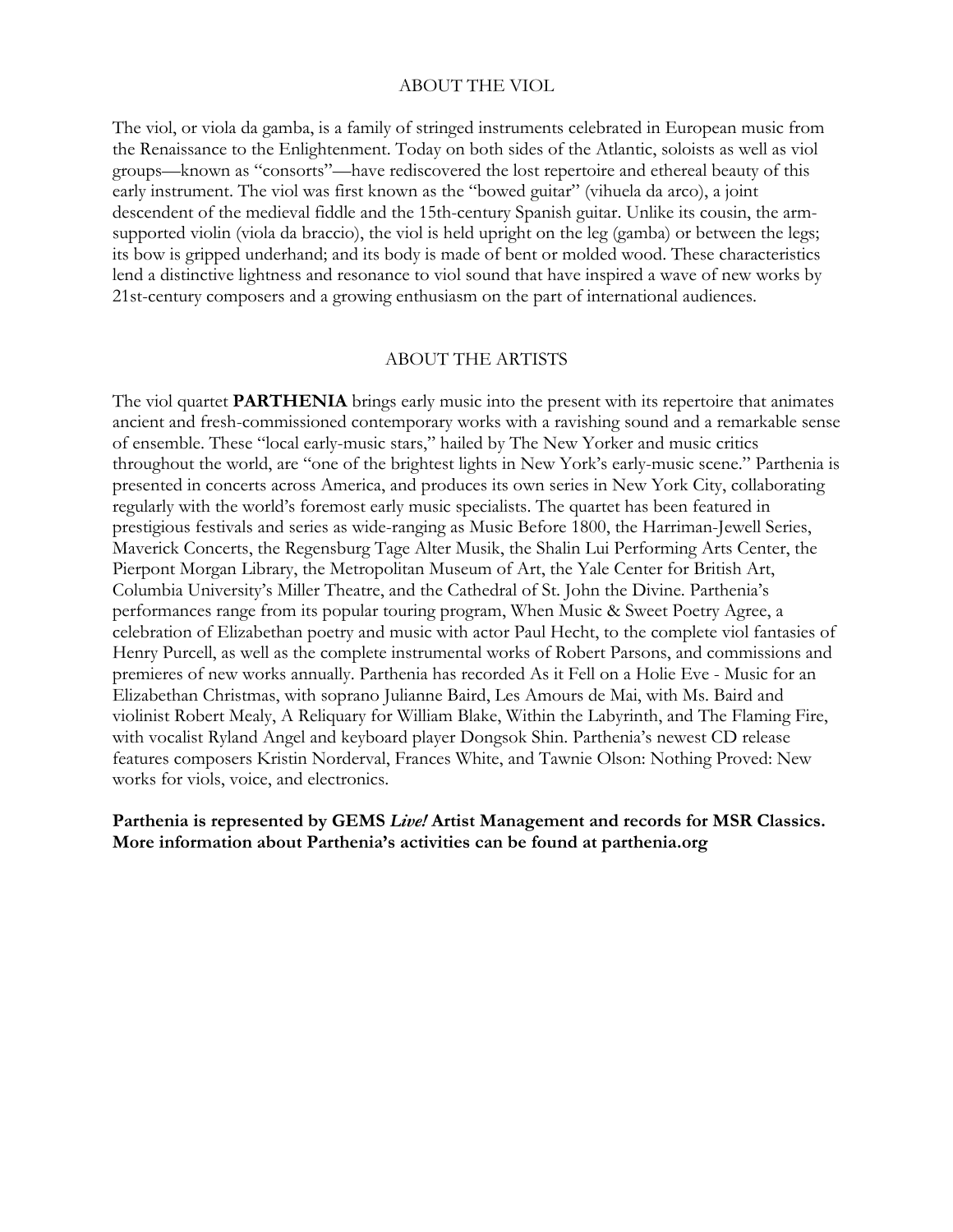## ABOUT THE VIOL

The viol, or viola da gamba, is a family of stringed instruments celebrated in European music from the Renaissance to the Enlightenment. Today on both sides of the Atlantic, soloists as well as viol groups—known as "consorts"—have rediscovered the lost repertoire and ethereal beauty of this early instrument. The viol was first known as the "bowed guitar" (vihuela da arco), a joint descendent of the medieval fiddle and the 15th-century Spanish guitar. Unlike its cousin, the arm-supported violin (viola da braccio), the viol is held upright on the leg (gamba) or between the legs; its bow is gripped underhand; and its body is made of bent or molded wood. These characteristics lend a distinctive lightness and resonance to viol sound that have inspired a wave of new works by 21st-century composers and a growing enthusiasm on the part of international audiences.

## ABOUT THE ARTISTS

The viol quartet **PARTHENIA** brings early music into the present with its repertoire that animates ancient and fresh-commissioned contemporary works with a ravishing sound and a remarkable sense of ensemble. These "local early-music stars," hailed by The New Yorker and music critics throughout the world, are "one of the brightest lights in New York's early-music scene." Parthenia is presented in concerts across America, and produces its own series in New York City, collaborating regularly with the world's foremost early music specialists. The quartet has been featured in prestigious festivals and series as wide-ranging as Music Before 1800, the Harriman-Jewell Series, Maverick Concerts, the Regensburg Tage Alter Musik, the Shalin Lui Performing Arts Center, the Pierpont Morgan Library, the Metropolitan Museum of Art, the Yale Center for British Art, Columbia University's Miller Theatre, and the Cathedral of St. John the Divine. Parthenia's performances range from its popular touring program, When Music & Sweet Poetry Agree, a celebration of Elizabethan poetry and music with actor Paul Hecht, to the complete viol fantasies of Henry Purcell, as well as the complete instrumental works of Robert Parsons, and commissions and premieres of new works annually. Parthenia has recorded As it Fell on a Holie Eve - Music for an Elizabethan Christmas, with soprano Julianne Baird, Les Amours de Mai, with Ms. Baird and violinist Robert Mealy, A Reliquary for William Blake, Within the Labyrinth, and The Flaming Fire, with vocalist Ryland Angel and keyboard player Dongsok Shin. Parthenia's newest CD release features composers Kristin Norderval, Frances White, and Tawnie Olson: Nothing Proved: New works for viols, voice, and electronics.

**Parthenia is represented by GEMS *Live!* Artist Management and records for MSR Classics. More information about Parthenia's activities can be found at parthenia.org**